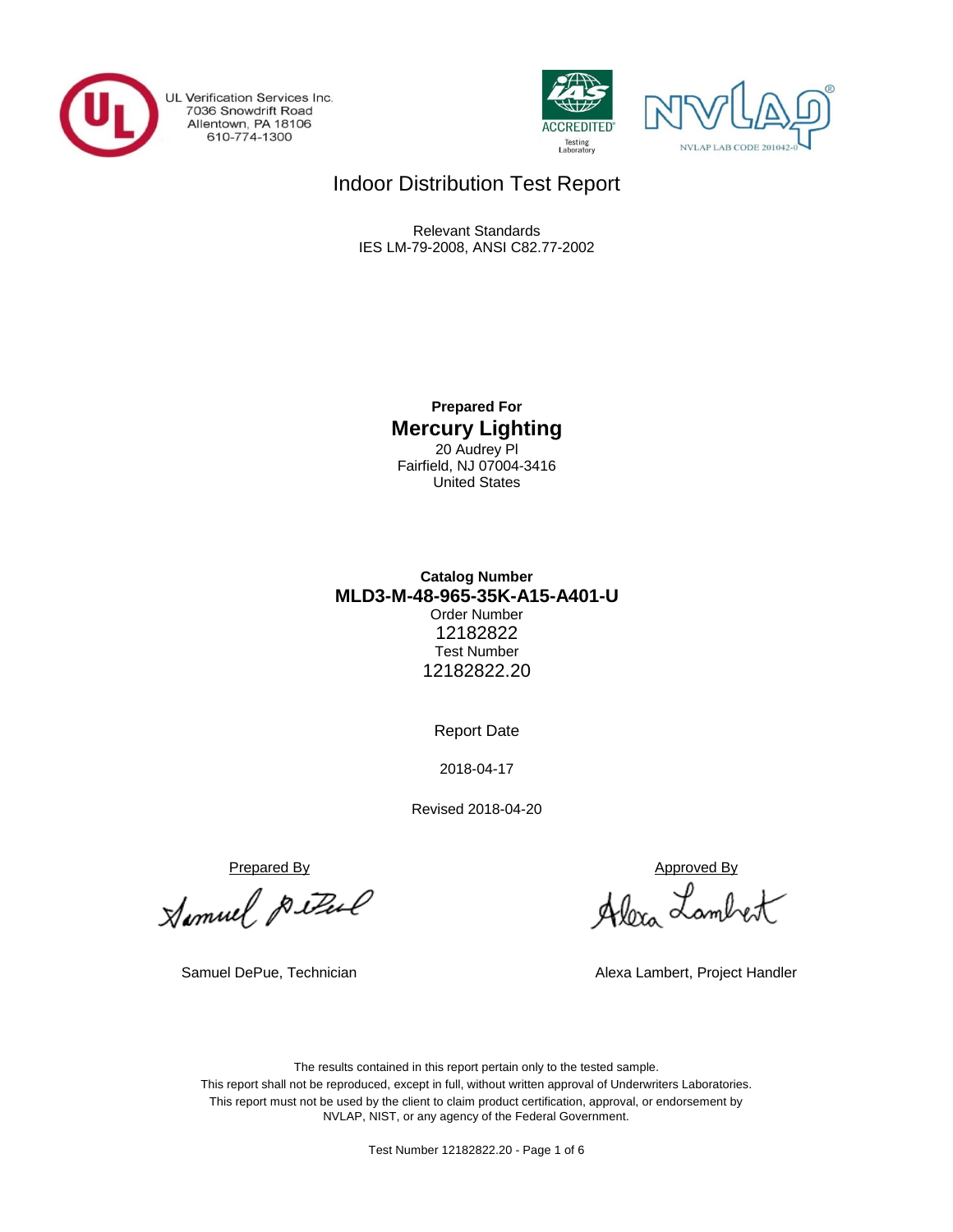UL Verification Services Inc.
7036 Snowdrift Road
Allentown, PA 18106
610-774-1300

IAS ACCREDITED Testing Laboratory

NVLAP LAB CODE 201042-0

# Indoor Distribution Test Report

Relevant Standards
IES LM-79-2008, ANSI C82.77-2002

**Prepared For**

## Mercury Lighting

20 Audrey Pl
Fairfield, NJ 07004-3416
United States

**Catalog Number**

**MLD3-M-48-965-35K-A15-A401-U**

Order Number
12182822
Test Number
12182822.20

Report Date

2018-04-17

Revised 2018-04-20

Prepared By

Samuel DePue, Technician

Approved By

Alexa Lambert, Project Handler

The results contained in this report pertain only to the tested sample.
This report shall not be reproduced, except in full, without written approval of Underwriters Laboratories.
This report must not be used by the client to claim product certification, approval, or endorsement by NVLAP, NIST, or any agency of the Federal Government.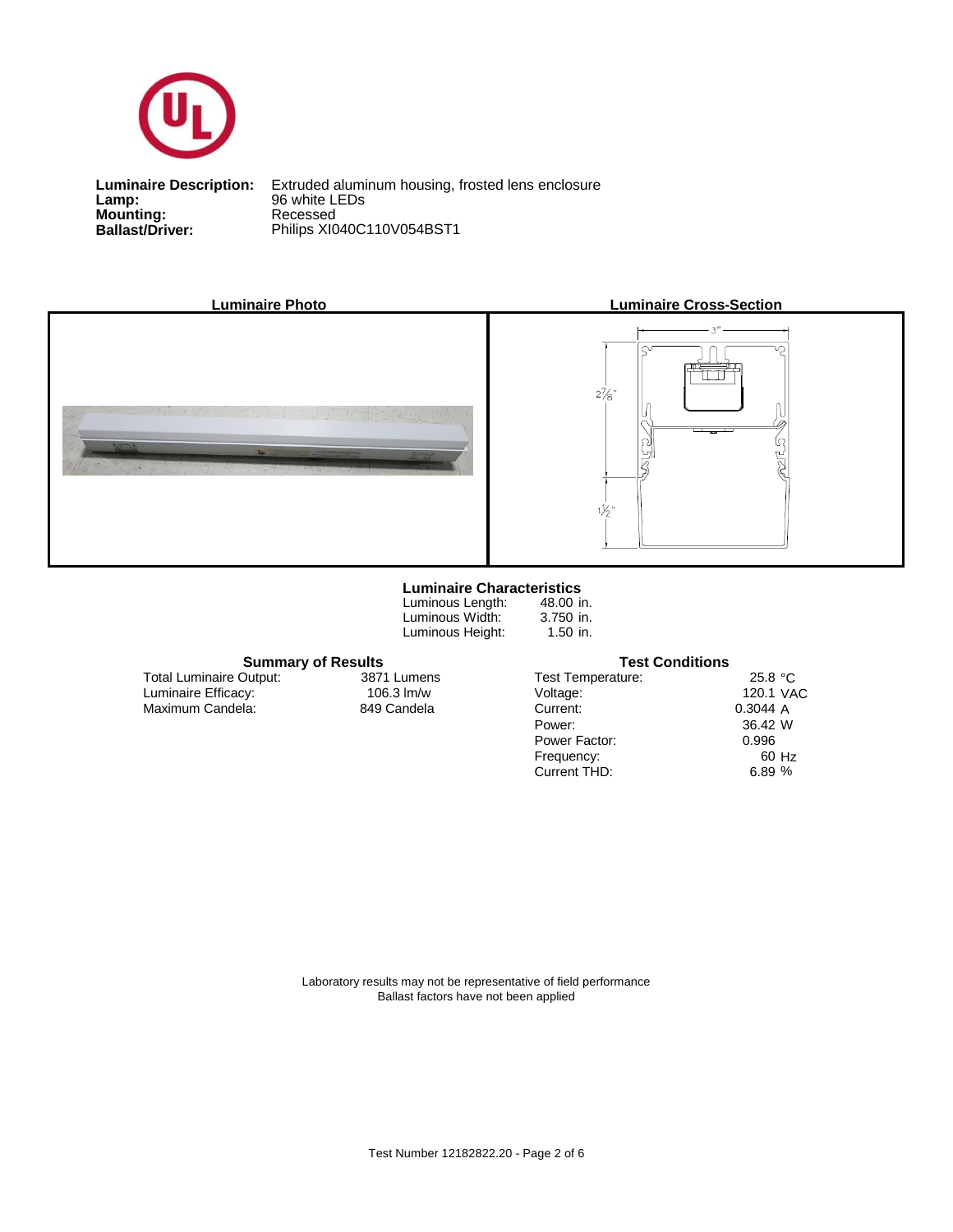**Luminaire Description:** Extruded aluminum housing, frosted lens enclosure
**Lamp:** 96 white LEDs
**Mounting:** Recessed
**Ballast/Driver:** Philips XI040C110V054BST1

**Luminaire Photo**

**Luminaire Cross-Section**

### Luminaire Characteristics

| | |
|---|---|
| Luminous Length: | 48.00 in. |
| Luminous Width: | 3.750 in. |
| Luminous Height: | 1.50 in. |

### Summary of Results

| | |
|---|---|
| Total Luminaire Output: | 3871 Lumens |
| Luminaire Efficacy: | 106.3 lm/w |
| Maximum Candela: | 849 Candela |

### Test Conditions

| | |
|---|---|
| Test Temperature: | 25.8 °C |
| Voltage: | 120.1 VAC |
| Current: | 0.3044 A |
| Power: | 36.42 W |
| Power Factor: | 0.996 |
| Frequency: | 60 Hz |
| Current THD: | 6.89 % |

Laboratory results may not be representative of field performance
Ballast factors have not been applied

Test Number 12182822.20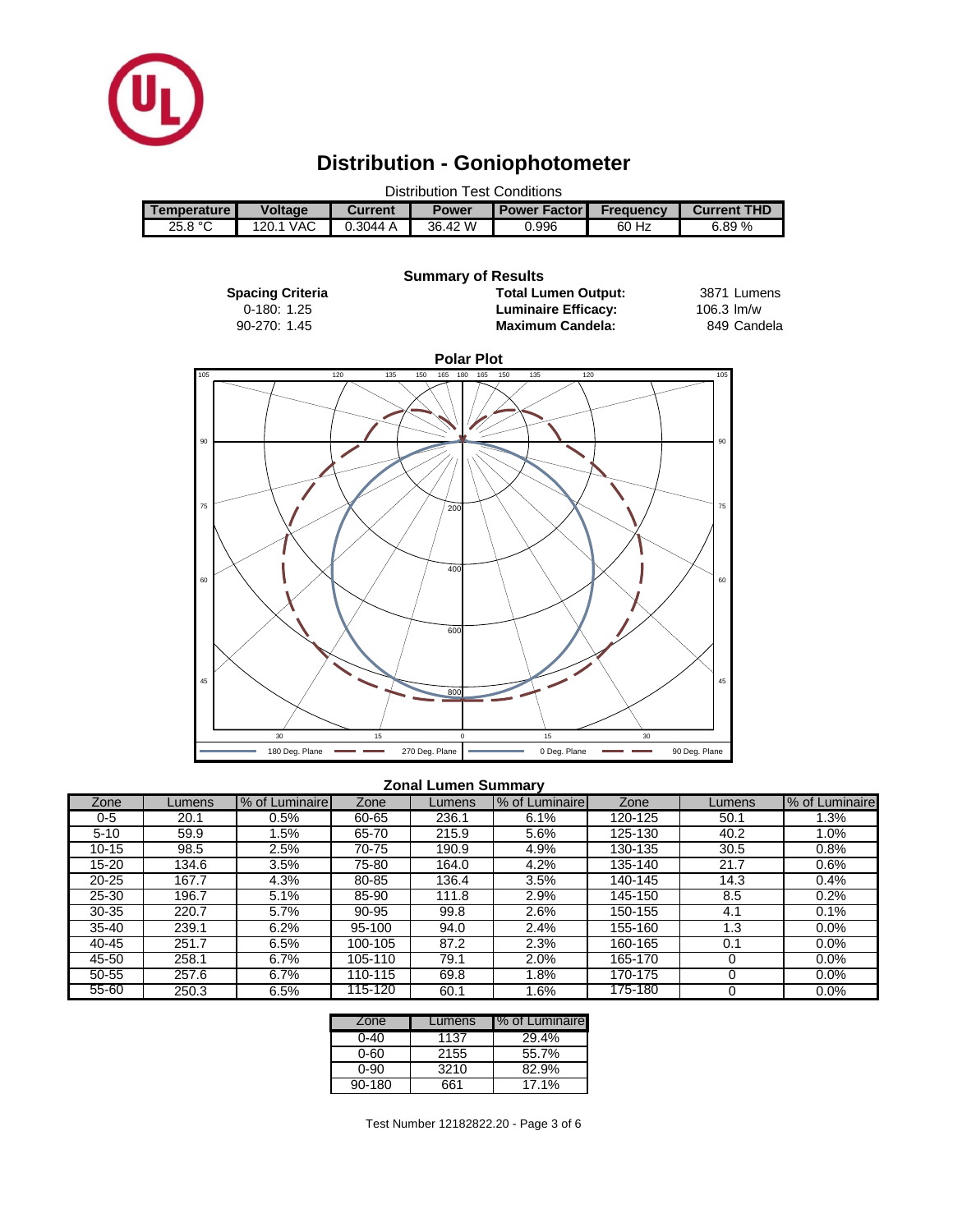# Distribution - Goniophotometer

Distribution Test Conditions

| Temperature | Voltage | Current | Power | Power Factor | Frequency | Current THD |
|---|---|---|---|---|---|---|
| 25.8 °C | 120.1 VAC | 0.3044 A | 36.42 W | 0.996 | 60 Hz | 6.89 % |

## Summary of Results

**Spacing Criteria**
0-180: 1.25
90-270: 1.45

**Total Lumen Output:** 3871 Lumens
**Luminaire Efficacy:** 106.3 lm/w
**Maximum Candela:** 849 Candela

### Polar Plot

180 Deg. Plane — 270 Deg. Plane — 0 Deg. Plane — 90 Deg. Plane

### Zonal Lumen Summary

| Zone | Lumens | % of Luminaire | Zone | Lumens | % of Luminaire | Zone | Lumens | % of Luminaire |
|---|---|---|---|---|---|---|---|---|
| 0-5 | 20.1 | 0.5% | 60-65 | 236.1 | 6.1% | 120-125 | 50.1 | 1.3% |
| 5-10 | 59.9 | 1.5% | 65-70 | 215.9 | 5.6% | 125-130 | 40.2 | 1.0% |
| 10-15 | 98.5 | 2.5% | 70-75 | 190.9 | 4.9% | 130-135 | 30.5 | 0.8% |
| 15-20 | 134.6 | 3.5% | 75-80 | 164.0 | 4.2% | 135-140 | 21.7 | 0.6% |
| 20-25 | 167.7 | 4.3% | 80-85 | 136.4 | 3.5% | 140-145 | 14.3 | 0.4% |
| 25-30 | 196.7 | 5.1% | 85-90 | 111.8 | 2.9% | 145-150 | 8.5 | 0.2% |
| 30-35 | 220.7 | 5.7% | 90-95 | 99.8 | 2.6% | 150-155 | 4.1 | 0.1% |
| 35-40 | 239.1 | 6.2% | 95-100 | 94.0 | 2.4% | 155-160 | 1.3 | 0.0% |
| 40-45 | 251.7 | 6.5% | 100-105 | 87.2 | 2.3% | 160-165 | 0.1 | 0.0% |
| 45-50 | 258.1 | 6.7% | 105-110 | 79.1 | 2.0% | 165-170 | 0 | 0.0% |
| 50-55 | 257.6 | 6.7% | 110-115 | 69.8 | 1.8% | 170-175 | 0 | 0.0% |
| 55-60 | 250.3 | 6.5% | 115-120 | 60.1 | 1.6% | 175-180 | 0 | 0.0% |

| Zone | Lumens | % of Luminaire |
|---|---|---|
| 0-40 | 1137 | 29.4% |
| 0-60 | 2155 | 55.7% |
| 0-90 | 3210 | 82.9% |
| 90-180 | 661 | 17.1% |

Test Number 12182822.20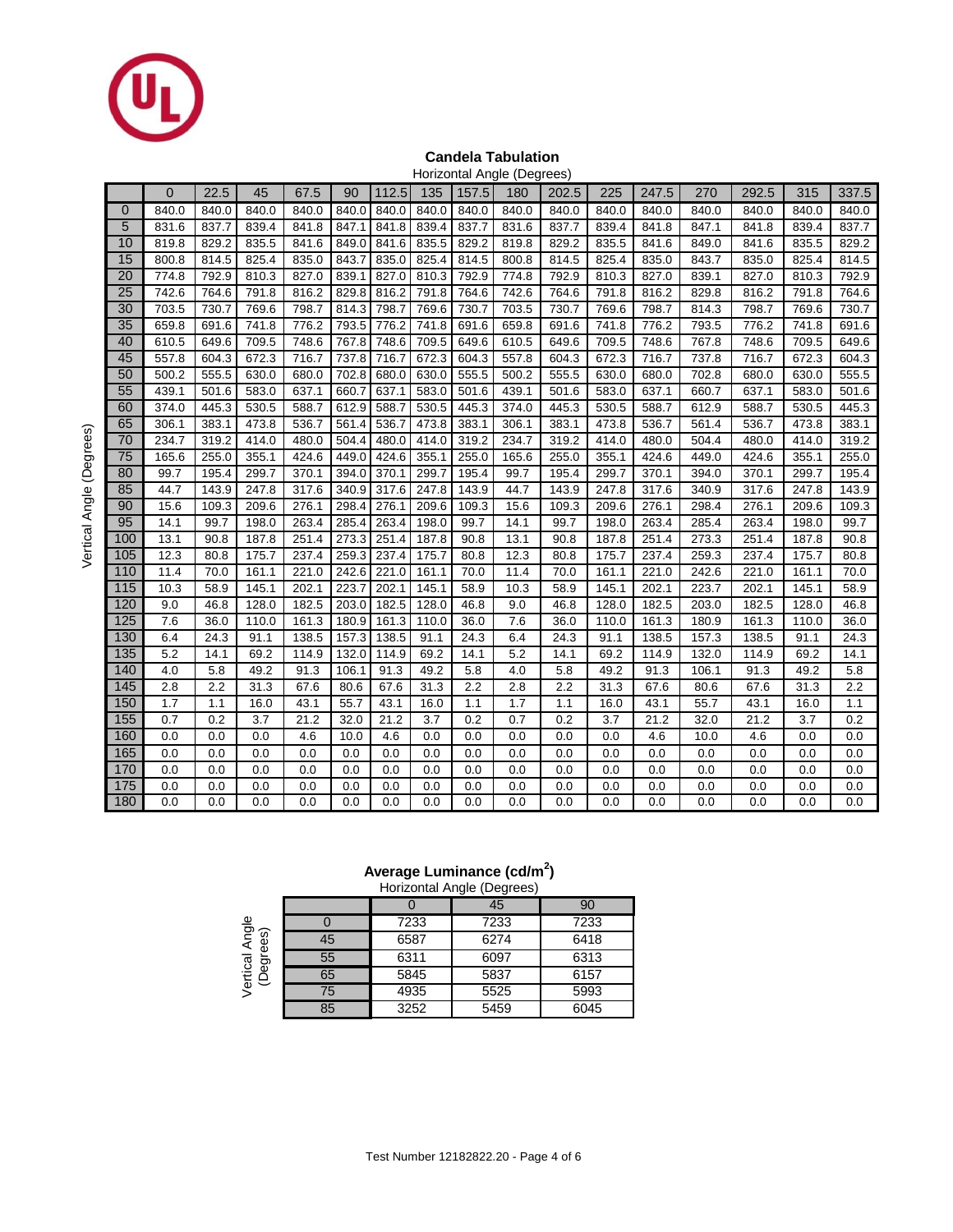## Candela Tabulation

Horizontal Angle (Degrees)

| Vertical Angle (Degrees) | 0 | 22.5 | 45 | 67.5 | 90 | 112.5 | 135 | 157.5 | 180 | 202.5 | 225 | 247.5 | 270 | 292.5 | 315 | 337.5 |
|---|---|---|---|---|---|---|---|---|---|---|---|---|---|---|---|---|
| 0 | 840.0 | 840.0 | 840.0 | 840.0 | 840.0 | 840.0 | 840.0 | 840.0 | 840.0 | 840.0 | 840.0 | 840.0 | 840.0 | 840.0 | 840.0 | 840.0 |
| 5 | 831.6 | 837.7 | 839.4 | 841.8 | 847.1 | 841.8 | 839.4 | 837.7 | 831.6 | 837.7 | 839.4 | 841.8 | 847.1 | 841.8 | 839.4 | 837.7 |
| 10 | 819.8 | 829.2 | 835.5 | 841.6 | 849.0 | 841.6 | 835.5 | 829.2 | 819.8 | 829.2 | 835.5 | 841.6 | 849.0 | 841.6 | 835.5 | 829.2 |
| 15 | 800.8 | 814.5 | 825.4 | 835.0 | 843.7 | 835.0 | 825.4 | 814.5 | 800.8 | 814.5 | 825.4 | 835.0 | 843.7 | 835.0 | 825.4 | 814.5 |
| 20 | 774.8 | 792.9 | 810.3 | 827.0 | 839.1 | 827.0 | 810.3 | 792.9 | 774.8 | 792.9 | 810.3 | 827.0 | 839.1 | 827.0 | 810.3 | 792.9 |
| 25 | 742.6 | 764.6 | 791.8 | 816.2 | 829.8 | 816.2 | 791.8 | 764.6 | 742.6 | 764.6 | 791.8 | 816.2 | 829.8 | 816.2 | 791.8 | 764.6 |
| 30 | 703.5 | 730.7 | 769.6 | 798.7 | 814.3 | 798.7 | 769.6 | 730.7 | 703.5 | 730.7 | 769.6 | 798.7 | 814.3 | 798.7 | 769.6 | 730.7 |
| 35 | 659.8 | 691.6 | 741.8 | 776.2 | 793.5 | 776.2 | 741.8 | 691.6 | 659.8 | 691.6 | 741.8 | 776.2 | 793.5 | 776.2 | 741.8 | 691.6 |
| 40 | 610.5 | 649.6 | 709.5 | 748.6 | 767.8 | 748.6 | 709.5 | 649.6 | 610.5 | 649.6 | 709.5 | 748.6 | 767.8 | 748.6 | 709.5 | 649.6 |
| 45 | 557.8 | 604.3 | 672.3 | 716.7 | 737.8 | 716.7 | 672.3 | 604.3 | 557.8 | 604.3 | 672.3 | 716.7 | 737.8 | 716.7 | 672.3 | 604.3 |
| 50 | 500.2 | 555.5 | 630.0 | 680.0 | 702.8 | 680.0 | 630.0 | 555.5 | 500.2 | 555.5 | 630.0 | 680.0 | 702.8 | 680.0 | 630.0 | 555.5 |
| 55 | 439.1 | 501.6 | 583.0 | 637.1 | 660.7 | 637.1 | 583.0 | 501.6 | 439.1 | 501.6 | 583.0 | 637.1 | 660.7 | 637.1 | 583.0 | 501.6 |
| 60 | 374.0 | 445.3 | 530.5 | 588.7 | 612.9 | 588.7 | 530.5 | 445.3 | 374.0 | 445.3 | 530.5 | 588.7 | 612.9 | 588.7 | 530.5 | 445.3 |
| 65 | 306.1 | 383.1 | 473.8 | 536.7 | 561.4 | 536.7 | 473.8 | 383.1 | 306.1 | 383.1 | 473.8 | 536.7 | 561.4 | 536.7 | 473.8 | 383.1 |
| 70 | 234.7 | 319.2 | 414.0 | 480.0 | 504.4 | 480.0 | 414.0 | 319.2 | 234.7 | 319.2 | 414.0 | 480.0 | 504.4 | 480.0 | 414.0 | 319.2 |
| 75 | 165.6 | 255.0 | 355.1 | 424.6 | 449.0 | 424.6 | 355.1 | 255.0 | 165.6 | 255.0 | 355.1 | 424.6 | 449.0 | 424.6 | 355.1 | 255.0 |
| 80 | 99.7 | 195.4 | 299.7 | 370.1 | 394.0 | 370.1 | 299.7 | 195.4 | 99.7 | 195.4 | 299.7 | 370.1 | 394.0 | 370.1 | 299.7 | 195.4 |
| 85 | 44.7 | 143.9 | 247.8 | 317.6 | 340.9 | 317.6 | 247.8 | 143.9 | 44.7 | 143.9 | 247.8 | 317.6 | 340.9 | 317.6 | 247.8 | 143.9 |
| 90 | 15.6 | 109.3 | 209.6 | 276.1 | 298.4 | 276.1 | 209.6 | 109.3 | 15.6 | 109.3 | 209.6 | 276.1 | 298.4 | 276.1 | 209.6 | 109.3 |
| 95 | 14.1 | 99.7 | 198.0 | 263.4 | 285.4 | 263.4 | 198.0 | 99.7 | 14.1 | 99.7 | 198.0 | 263.4 | 285.4 | 263.4 | 198.0 | 99.7 |
| 100 | 13.1 | 90.8 | 187.8 | 251.4 | 273.3 | 251.4 | 187.8 | 90.8 | 13.1 | 90.8 | 187.8 | 251.4 | 273.3 | 251.4 | 187.8 | 90.8 |
| 105 | 12.3 | 80.8 | 175.7 | 237.4 | 259.3 | 237.4 | 175.7 | 80.8 | 12.3 | 80.8 | 175.7 | 237.4 | 259.3 | 237.4 | 175.7 | 80.8 |
| 110 | 11.4 | 70.0 | 161.1 | 221.0 | 242.6 | 221.0 | 161.1 | 70.0 | 11.4 | 70.0 | 161.1 | 221.0 | 242.6 | 221.0 | 161.1 | 70.0 |
| 115 | 10.3 | 58.9 | 145.1 | 202.1 | 223.7 | 202.1 | 145.1 | 58.9 | 10.3 | 58.9 | 145.1 | 202.1 | 223.7 | 202.1 | 145.1 | 58.9 |
| 120 | 9.0 | 46.8 | 128.0 | 182.5 | 203.0 | 182.5 | 128.0 | 46.8 | 9.0 | 46.8 | 128.0 | 182.5 | 203.0 | 182.5 | 128.0 | 46.8 |
| 125 | 7.6 | 36.0 | 110.0 | 161.3 | 180.9 | 161.3 | 110.0 | 36.0 | 7.6 | 36.0 | 110.0 | 161.3 | 180.9 | 161.3 | 110.0 | 36.0 |
| 130 | 6.4 | 24.3 | 91.1 | 138.5 | 157.3 | 138.5 | 91.1 | 24.3 | 6.4 | 24.3 | 91.1 | 138.5 | 157.3 | 138.5 | 91.1 | 24.3 |
| 135 | 5.2 | 14.1 | 69.2 | 114.9 | 132.0 | 114.9 | 69.2 | 14.1 | 5.2 | 14.1 | 69.2 | 114.9 | 132.0 | 114.9 | 69.2 | 14.1 |
| 140 | 4.0 | 5.8 | 49.2 | 91.3 | 106.1 | 91.3 | 49.2 | 5.8 | 4.0 | 5.8 | 49.2 | 91.3 | 106.1 | 91.3 | 49.2 | 5.8 |
| 145 | 2.8 | 2.2 | 31.3 | 67.6 | 80.6 | 67.6 | 31.3 | 2.2 | 2.8 | 2.2 | 31.3 | 67.6 | 80.6 | 67.6 | 31.3 | 2.2 |
| 150 | 1.7 | 1.1 | 16.0 | 43.1 | 55.7 | 43.1 | 16.0 | 1.1 | 1.7 | 1.1 | 16.0 | 43.1 | 55.7 | 43.1 | 16.0 | 1.1 |
| 155 | 0.7 | 0.2 | 3.7 | 21.2 | 32.0 | 21.2 | 3.7 | 0.2 | 0.7 | 0.2 | 3.7 | 21.2 | 32.0 | 21.2 | 3.7 | 0.2 |
| 160 | 0.0 | 0.0 | 0.0 | 4.6 | 10.0 | 4.6 | 0.0 | 0.0 | 0.0 | 0.0 | 0.0 | 4.6 | 10.0 | 4.6 | 0.0 | 0.0 |
| 165 | 0.0 | 0.0 | 0.0 | 0.0 | 0.0 | 0.0 | 0.0 | 0.0 | 0.0 | 0.0 | 0.0 | 0.0 | 0.0 | 0.0 | 0.0 | 0.0 |
| 170 | 0.0 | 0.0 | 0.0 | 0.0 | 0.0 | 0.0 | 0.0 | 0.0 | 0.0 | 0.0 | 0.0 | 0.0 | 0.0 | 0.0 | 0.0 | 0.0 |
| 175 | 0.0 | 0.0 | 0.0 | 0.0 | 0.0 | 0.0 | 0.0 | 0.0 | 0.0 | 0.0 | 0.0 | 0.0 | 0.0 | 0.0 | 0.0 | 0.0 |
| 180 | 0.0 | 0.0 | 0.0 | 0.0 | 0.0 | 0.0 | 0.0 | 0.0 | 0.0 | 0.0 | 0.0 | 0.0 | 0.0 | 0.0 | 0.0 | 0.0 |

## Average Luminance ($cd/m^2$)

Horizontal Angle (Degrees)

| Vertical Angle (Degrees) | 0 | 45 | 90 |
|---|---|---|---|
| 0 | 7233 | 7233 | 7233 |
| 45 | 6587 | 6274 | 6418 |
| 55 | 6311 | 6097 | 6313 |
| 65 | 5845 | 5837 | 6157 |
| 75 | 4935 | 5525 | 5993 |
| 85 | 3252 | 5459 | 6045 |

Test Number 12182822.20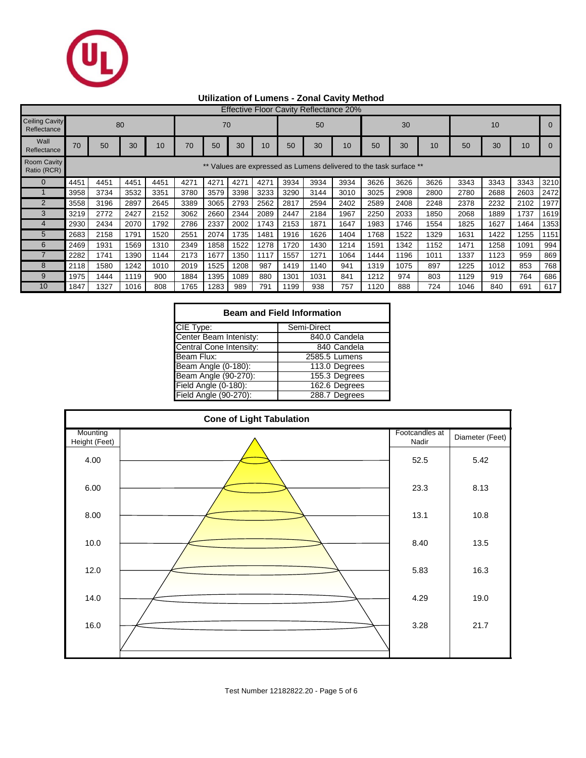## Utilization of Lumens - Zonal Cavity Method

Effective Floor Cavity Reflectance 20%

| Ceiling Cavity Reflectance | 80 | | | | 70 | | | | 50 | | | 30 | | | 10 | | | 0 |
|---|---|---|---|---|---|---|---|---|---|---|---|---|---|---|---|---|---|---|
| Wall Reflectance | 70 | 50 | 30 | 10 | 70 | 50 | 30 | 10 | 50 | 30 | 10 | 50 | 30 | 10 | 50 | 30 | 10 | 0 |
| Room Cavity Ratio (RCR) | ** Values are expressed as Lumens delivered to the task surface ** | | | | | | | | | | | | | | | | | |
| 0 | 4451 | 4451 | 4451 | 4451 | 4271 | 4271 | 4271 | 4271 | 3934 | 3934 | 3934 | 3626 | 3626 | 3626 | 3343 | 3343 | 3343 | 3210 |
| 1 | 3958 | 3734 | 3532 | 3351 | 3780 | 3579 | 3398 | 3233 | 3290 | 3144 | 3010 | 3025 | 2908 | 2800 | 2780 | 2688 | 2603 | 2472 |
| 2 | 3558 | 3196 | 2897 | 2645 | 3389 | 3065 | 2793 | 2562 | 2817 | 2594 | 2402 | 2589 | 2408 | 2248 | 2378 | 2232 | 2102 | 1977 |
| 3 | 3219 | 2772 | 2427 | 2152 | 3062 | 2660 | 2344 | 2089 | 2447 | 2184 | 1967 | 2250 | 2033 | 1850 | 2068 | 1889 | 1737 | 1619 |
| 4 | 2930 | 2434 | 2070 | 1792 | 2786 | 2337 | 2002 | 1743 | 2153 | 1871 | 1647 | 1983 | 1746 | 1554 | 1825 | 1627 | 1464 | 1353 |
| 5 | 2683 | 2158 | 1791 | 1520 | 2551 | 2074 | 1735 | 1481 | 1916 | 1626 | 1404 | 1768 | 1522 | 1329 | 1631 | 1422 | 1255 | 1151 |
| 6 | 2469 | 1931 | 1569 | 1310 | 2349 | 1858 | 1522 | 1278 | 1720 | 1430 | 1214 | 1591 | 1342 | 1152 | 1471 | 1258 | 1091 | 994 |
| 7 | 2282 | 1741 | 1390 | 1144 | 2173 | 1677 | 1350 | 1117 | 1557 | 1271 | 1064 | 1444 | 1196 | 1011 | 1337 | 1123 | 959 | 869 |
| 8 | 2118 | 1580 | 1242 | 1010 | 2019 | 1525 | 1208 | 987 | 1419 | 1140 | 941 | 1319 | 1075 | 897 | 1225 | 1012 | 853 | 768 |
| 9 | 1975 | 1444 | 1119 | 900 | 1884 | 1395 | 1089 | 880 | 1301 | 1031 | 841 | 1212 | 974 | 803 | 1129 | 919 | 764 | 686 |
| 10 | 1847 | 1327 | 1016 | 808 | 1765 | 1283 | 989 | 791 | 1199 | 938 | 757 | 1120 | 888 | 724 | 1046 | 840 | 691 | 617 |

### Beam and Field Information

| Parameter | Value |
|---|---|
| CIE Type: | Semi-Direct |
| Center Beam Intenisty: | 840.0 Candela |
| Central Cone Intensity: | 840 Candela |
| Beam Flux: | 2585.5 Lumens |
| Beam Angle (0-180): | 113.0 Degrees |
| Beam Angle (90-270): | 155.3 Degrees |
| Field Angle (0-180): | 162.6 Degrees |
| Field Angle (90-270): | 288.7 Degrees |

### Cone of Light Tabulation

| Mounting Height (Feet) | Footcandles at Nadir | Diameter (Feet) |
|---|---|---|
| 4.00 | 52.5 | 5.42 |
| 6.00 | 23.3 | 8.13 |
| 8.00 | 13.1 | 10.8 |
| 10.0 | 8.40 | 13.5 |
| 12.0 | 5.83 | 16.3 |
| 14.0 | 4.29 | 19.0 |
| 16.0 | 3.28 | 21.7 |

Test Number 12182822.20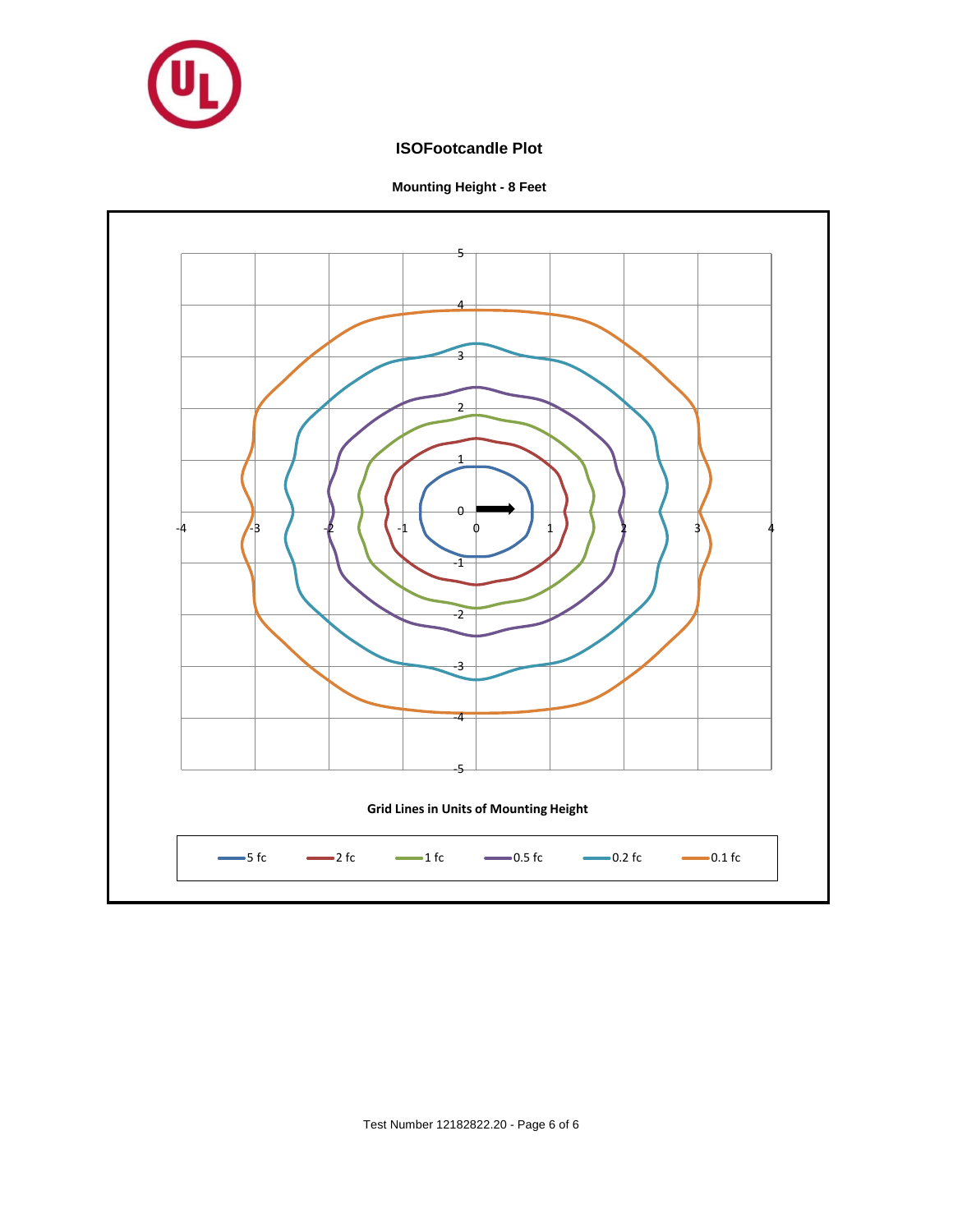## ISOFootcandle Plot

**Mounting Height - 8 Feet**

5
4
3
2
1
0
-1
-2
-3
-4
-5

-4 -3 -2 -1 0 1 2 3 4

**Grid Lines in Units of Mounting Height**

5 fc
2 fc
1 fc
0.5 fc
0.2 fc
0.1 fc

Test Number 12182822.20